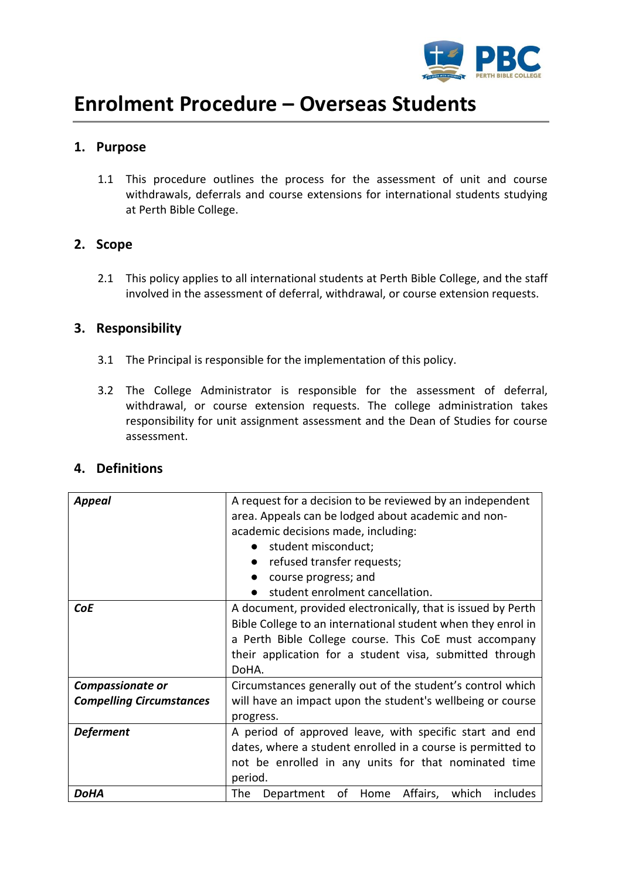# Enrolment Procedure – Overseas Students

## 1. Purpose

1.1 This procedure outlines the process for the assessment of unit and course withdrawals, deferrals and course extensions for international students studying at Perth Bible College.

## 2. Scope

2.1 This policy applies to all international students at Perth Bible College, and the staff involved in the assessment of deferral, withdrawal, or course extension requests.

## 3. Responsibility

3.1 The Principal is responsible for the implementation of this policy.

3.2 The College Administrator is responsible for the assessment of deferral, withdrawal, or course extension requests. The college administration takes responsibility for unit assignment assessment and the Dean of Studies for course assessment.

## 4. Definitions

| | |
|---|---|
| ***Appeal*** | A request for a decision to be reviewed by an independent area. Appeals can be lodged about academic and non-academic decisions made, including: <br>● student misconduct; <br>● refused transfer requests; <br>● course progress; and <br>● student enrolment cancellation. |
| ***CoE*** | A document, provided electronically, that is issued by Perth Bible College to an international student when they enrol in a Perth Bible College course. This CoE must accompany their application for a student visa, submitted through DoHA. |
| ***Compassionate or Compelling Circumstances*** | Circumstances generally out of the student's control which will have an impact upon the student's wellbeing or course progress. |
| ***Deferment*** | A period of approved leave, with specific start and end dates, where a student enrolled in a course is permitted to not be enrolled in any units for that nominated time period. |
| ***DoHA*** | The Department of Home Affairs, which includes |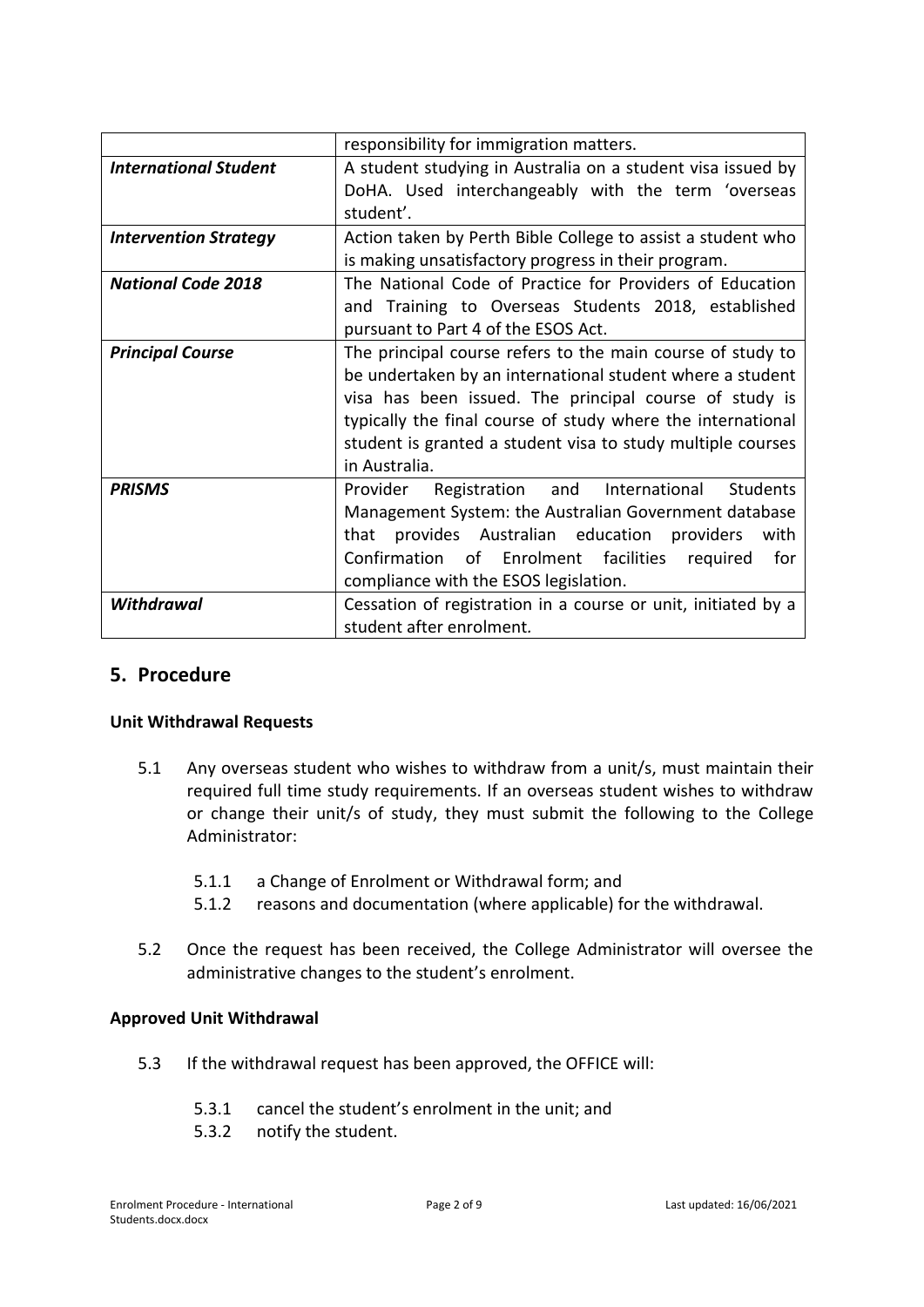| | |
|---|---|
| | responsibility for immigration matters. |
| ***International Student*** | A student studying in Australia on a student visa issued by DoHA. Used interchangeably with the term 'overseas student'. |
| ***Intervention Strategy*** | Action taken by Perth Bible College to assist a student who is making unsatisfactory progress in their program. |
| ***National Code 2018*** | The National Code of Practice for Providers of Education and Training to Overseas Students 2018, established pursuant to Part 4 of the ESOS Act. |
| ***Principal Course*** | The principal course refers to the main course of study to be undertaken by an international student where a student visa has been issued. The principal course of study is typically the final course of study where the international student is granted a student visa to study multiple courses in Australia. |
| ***PRISMS*** | Provider Registration and International Students Management System: the Australian Government database that provides Australian education providers with Confirmation of Enrolment facilities required for compliance with the ESOS legislation. |
| ***Withdrawal*** | Cessation of registration in a course or unit, initiated by a student after enrolment. |

## 5. Procedure

**Unit Withdrawal Requests**

5.1 Any overseas student who wishes to withdraw from a unit/s, must maintain their required full time study requirements. If an overseas student wishes to withdraw or change their unit/s of study, they must submit the following to the College Administrator:

- 5.1.1 a Change of Enrolment or Withdrawal form; and
- 5.1.2 reasons and documentation (where applicable) for the withdrawal.

5.2 Once the request has been received, the College Administrator will oversee the administrative changes to the student's enrolment.

**Approved Unit Withdrawal**

5.3 If the withdrawal request has been approved, the OFFICE will:

- 5.3.1 cancel the student's enrolment in the unit; and
- 5.3.2 notify the student.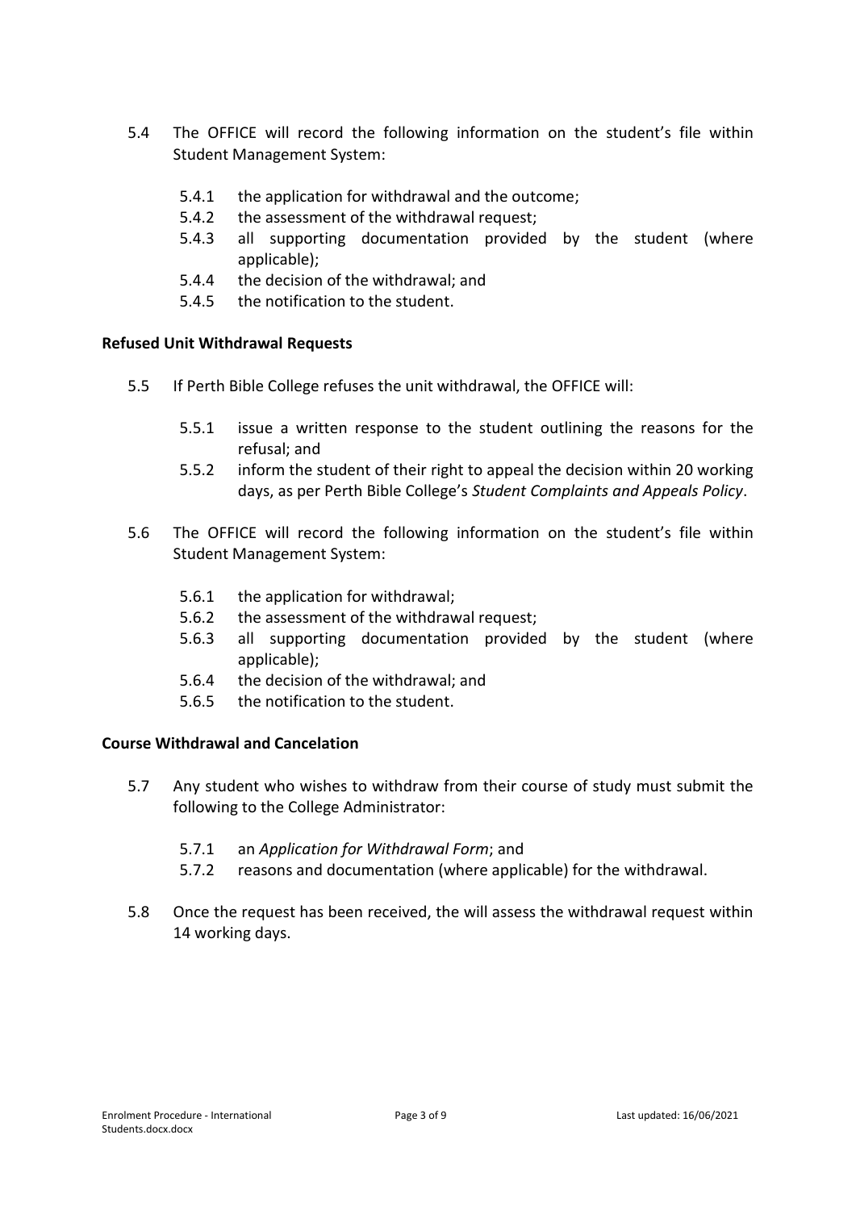5.4 The OFFICE will record the following information on the student's file within Student Management System:

  5.4.1 the application for withdrawal and the outcome;
  5.4.2 the assessment of the withdrawal request;
  5.4.3 all supporting documentation provided by the student (where applicable);
  5.4.4 the decision of the withdrawal; and
  5.4.5 the notification to the student.

**Refused Unit Withdrawal Requests**

5.5 If Perth Bible College refuses the unit withdrawal, the OFFICE will:

  5.5.1 issue a written response to the student outlining the reasons for the refusal; and
  5.5.2 inform the student of their right to appeal the decision within 20 working days, as per Perth Bible College's *Student Complaints and Appeals Policy*.

5.6 The OFFICE will record the following information on the student's file within Student Management System:

  5.6.1 the application for withdrawal;
  5.6.2 the assessment of the withdrawal request;
  5.6.3 all supporting documentation provided by the student (where applicable);
  5.6.4 the decision of the withdrawal; and
  5.6.5 the notification to the student.

**Course Withdrawal and Cancelation**

5.7 Any student who wishes to withdraw from their course of study must submit the following to the College Administrator:

  5.7.1 an *Application for Withdrawal Form*; and
  5.7.2 reasons and documentation (where applicable) for the withdrawal.

5.8 Once the request has been received, the will assess the withdrawal request within 14 working days.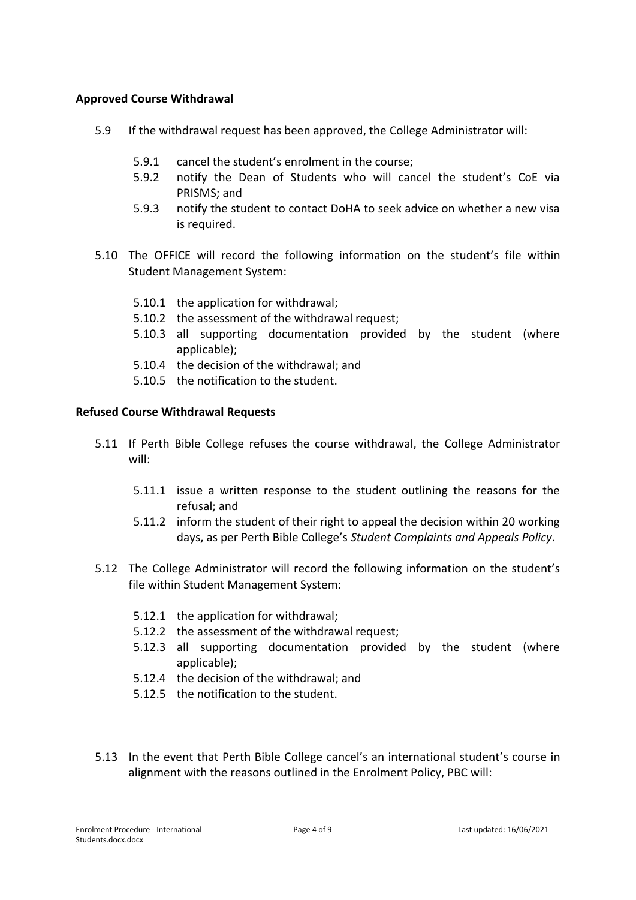**Approved Course Withdrawal**

5.9 If the withdrawal request has been approved, the College Administrator will:

- 5.9.1 cancel the student's enrolment in the course;
- 5.9.2 notify the Dean of Students who will cancel the student's CoE via PRISMS; and
- 5.9.3 notify the student to contact DoHA to seek advice on whether a new visa is required.

5.10 The OFFICE will record the following information on the student's file within Student Management System:

- 5.10.1 the application for withdrawal;
- 5.10.2 the assessment of the withdrawal request;
- 5.10.3 all supporting documentation provided by the student (where applicable);
- 5.10.4 the decision of the withdrawal; and
- 5.10.5 the notification to the student.

**Refused Course Withdrawal Requests**

5.11 If Perth Bible College refuses the course withdrawal, the College Administrator will:

- 5.11.1 issue a written response to the student outlining the reasons for the refusal; and
- 5.11.2 inform the student of their right to appeal the decision within 20 working days, as per Perth Bible College's *Student Complaints and Appeals Policy*.

5.12 The College Administrator will record the following information on the student's file within Student Management System:

- 5.12.1 the application for withdrawal;
- 5.12.2 the assessment of the withdrawal request;
- 5.12.3 all supporting documentation provided by the student (where applicable);
- 5.12.4 the decision of the withdrawal; and
- 5.12.5 the notification to the student.

5.13 In the event that Perth Bible College cancel's an international student's course in alignment with the reasons outlined in the Enrolment Policy, PBC will: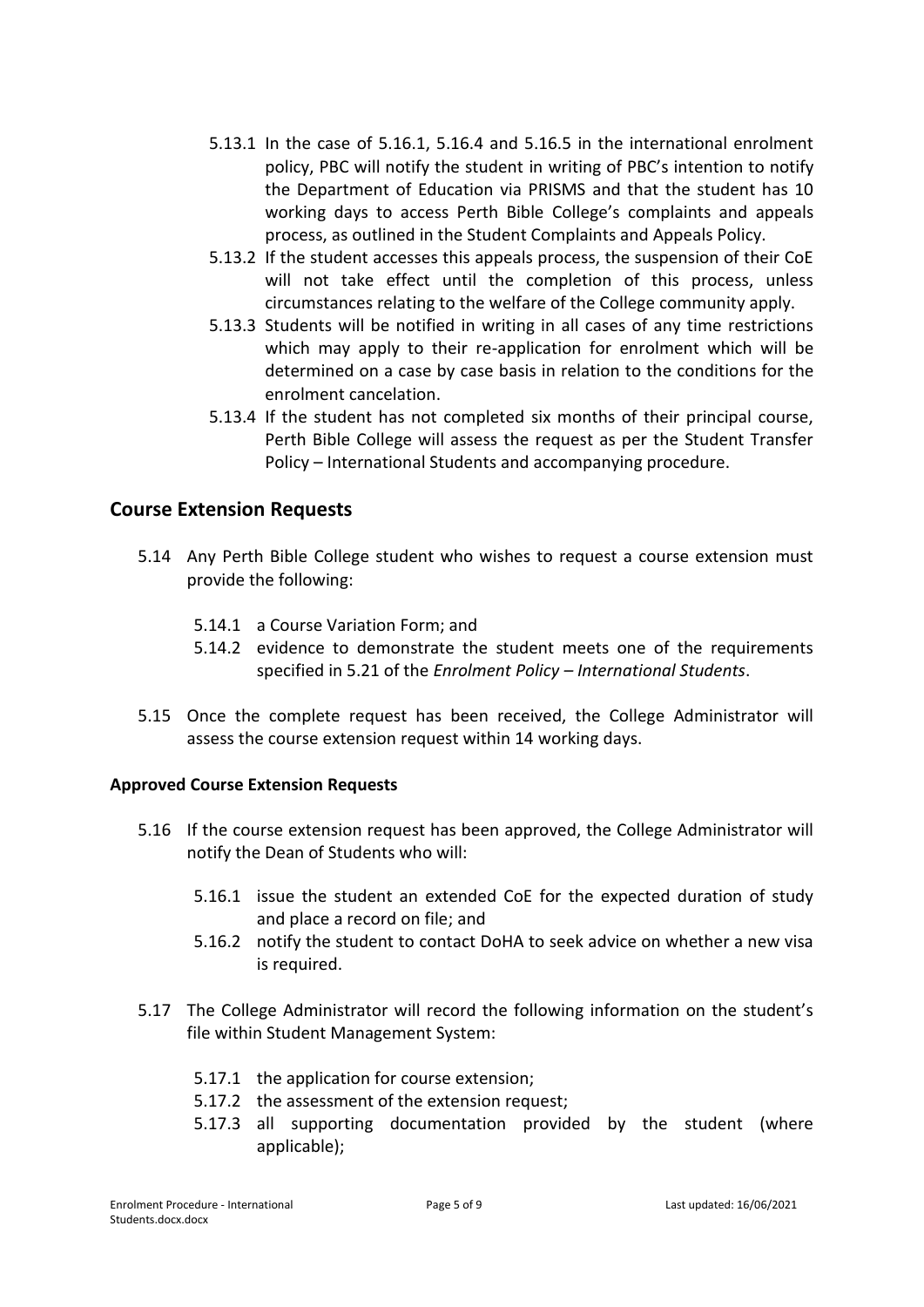5.13.1 In the case of 5.16.1, 5.16.4 and 5.16.5 in the international enrolment policy, PBC will notify the student in writing of PBC's intention to notify the Department of Education via PRISMS and that the student has 10 working days to access Perth Bible College's complaints and appeals process, as outlined in the Student Complaints and Appeals Policy.

5.13.2 If the student accesses this appeals process, the suspension of their CoE will not take effect until the completion of this process, unless circumstances relating to the welfare of the College community apply.

5.13.3 Students will be notified in writing in all cases of any time restrictions which may apply to their re-application for enrolment which will be determined on a case by case basis in relation to the conditions for the enrolment cancelation.

5.13.4 If the student has not completed six months of their principal course, Perth Bible College will assess the request as per the Student Transfer Policy – International Students and accompanying procedure.

## Course Extension Requests

5.14 Any Perth Bible College student who wishes to request a course extension must provide the following:

5.14.1 a Course Variation Form; and

5.14.2 evidence to demonstrate the student meets one of the requirements specified in 5.21 of the *Enrolment Policy – International Students*.

5.15 Once the complete request has been received, the College Administrator will assess the course extension request within 14 working days.

### Approved Course Extension Requests

5.16 If the course extension request has been approved, the College Administrator will notify the Dean of Students who will:

5.16.1 issue the student an extended CoE for the expected duration of study and place a record on file; and

5.16.2 notify the student to contact DoHA to seek advice on whether a new visa is required.

5.17 The College Administrator will record the following information on the student's file within Student Management System:

5.17.1 the application for course extension;

5.17.2 the assessment of the extension request;

5.17.3 all supporting documentation provided by the student (where applicable);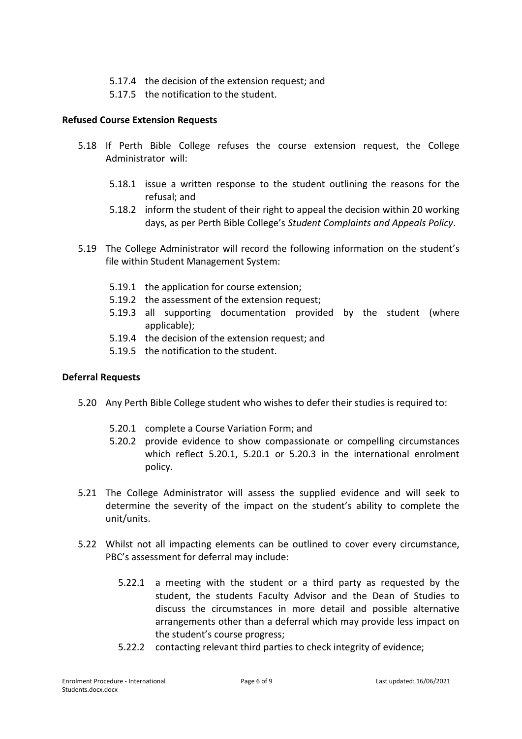5.17.4 the decision of the extension request; and
5.17.5 the notification to the student.

**Refused Course Extension Requests**

5.18 If Perth Bible College refuses the course extension request, the College Administrator will:

5.18.1 issue a written response to the student outlining the reasons for the refusal; and
5.18.2 inform the student of their right to appeal the decision within 20 working days, as per Perth Bible College's *Student Complaints and Appeals Policy*.

5.19 The College Administrator will record the following information on the student's file within Student Management System:

5.19.1 the application for course extension;
5.19.2 the assessment of the extension request;
5.19.3 all supporting documentation provided by the student (where applicable);
5.19.4 the decision of the extension request; and
5.19.5 the notification to the student.

**Deferral Requests**

5.20 Any Perth Bible College student who wishes to defer their studies is required to:

5.20.1 complete a Course Variation Form; and
5.20.2 provide evidence to show compassionate or compelling circumstances which reflect 5.20.1, 5.20.1 or 5.20.3 in the international enrolment policy.

5.21 The College Administrator will assess the supplied evidence and will seek to determine the severity of the impact on the student's ability to complete the unit/units.

5.22 Whilst not all impacting elements can be outlined to cover every circumstance, PBC's assessment for deferral may include:

5.22.1 a meeting with the student or a third party as requested by the student, the students Faculty Advisor and the Dean of Studies to discuss the circumstances in more detail and possible alternative arrangements other than a deferral which may provide less impact on the student's course progress;
5.22.2 contacting relevant third parties to check integrity of evidence;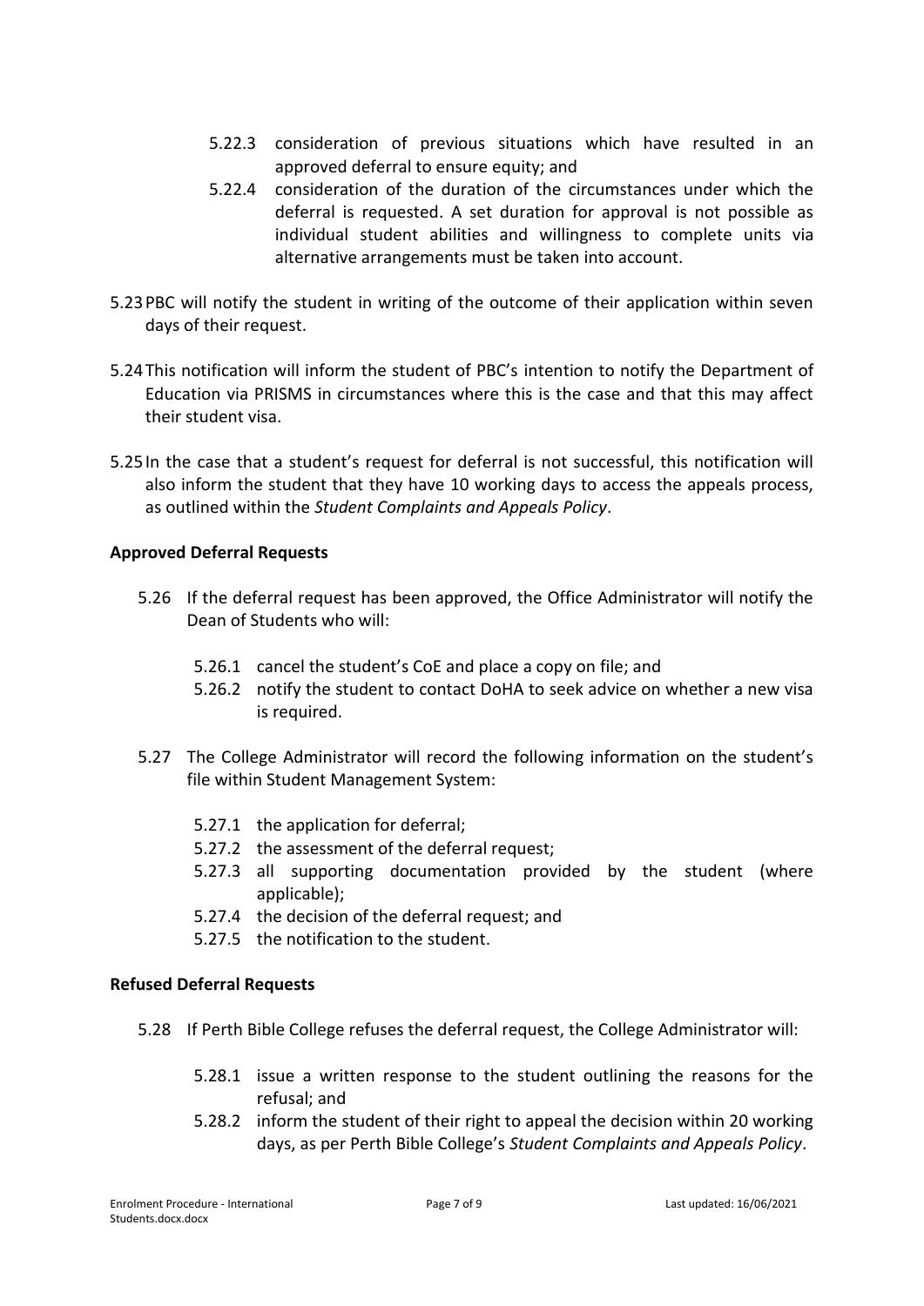5.22.3 consideration of previous situations which have resulted in an approved deferral to ensure equity; and

5.22.4 consideration of the duration of the circumstances under which the deferral is requested. A set duration for approval is not possible as individual student abilities and willingness to complete units via alternative arrangements must be taken into account.

5.23 PBC will notify the student in writing of the outcome of their application within seven days of their request.

5.24 This notification will inform the student of PBC's intention to notify the Department of Education via PRISMS in circumstances where this is the case and that this may affect their student visa.

5.25 In the case that a student's request for deferral is not successful, this notification will also inform the student that they have 10 working days to access the appeals process, as outlined within the *Student Complaints and Appeals Policy*.

**Approved Deferral Requests**

5.26 If the deferral request has been approved, the Office Administrator will notify the Dean of Students who will:

5.26.1 cancel the student's CoE and place a copy on file; and

5.26.2 notify the student to contact DoHA to seek advice on whether a new visa is required.

5.27 The College Administrator will record the following information on the student's file within Student Management System:

5.27.1 the application for deferral;

5.27.2 the assessment of the deferral request;

5.27.3 all supporting documentation provided by the student (where applicable);

5.27.4 the decision of the deferral request; and

5.27.5 the notification to the student.

**Refused Deferral Requests**

5.28 If Perth Bible College refuses the deferral request, the College Administrator will:

5.28.1 issue a written response to the student outlining the reasons for the refusal; and

5.28.2 inform the student of their right to appeal the decision within 20 working days, as per Perth Bible College's *Student Complaints and Appeals Policy*.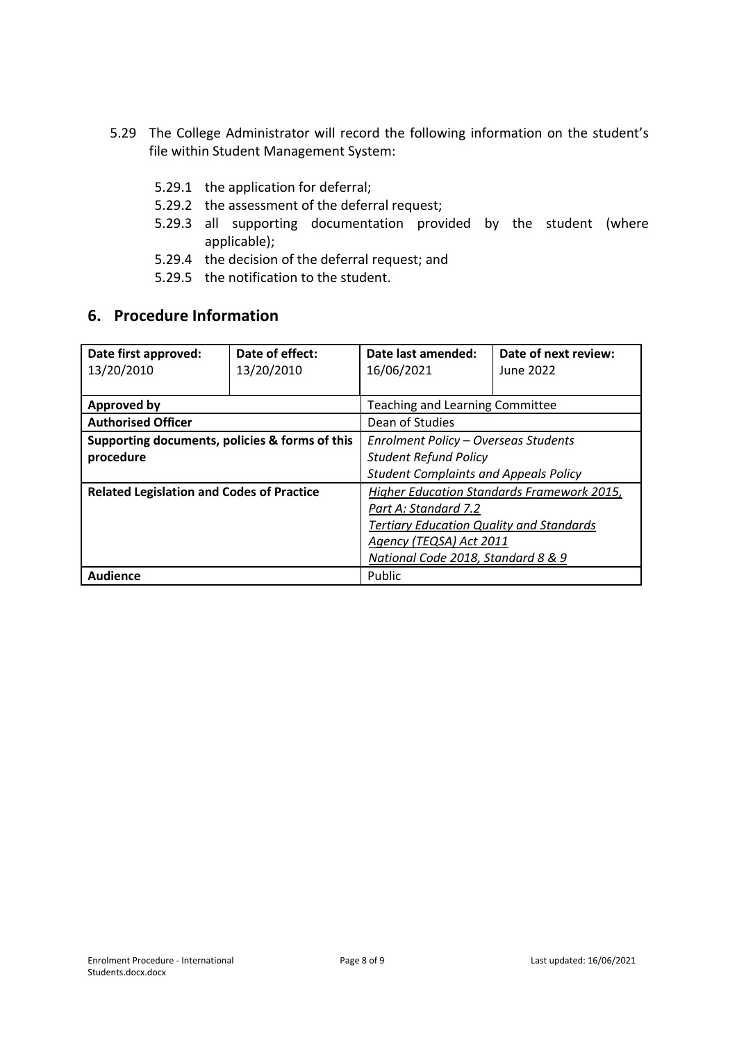5.29 The College Administrator will record the following information on the student's file within Student Management System:

- 5.29.1 the application for deferral;
- 5.29.2 the assessment of the deferral request;
- 5.29.3 all supporting documentation provided by the student (where applicable);
- 5.29.4 the decision of the deferral request; and
- 5.29.5 the notification to the student.

## 6. Procedure Information

| **Date first approved:**<br>13/20/2010 | **Date of effect:**<br>13/20/2010 | **Date last amended:**<br>16/06/2021 | **Date of next review:**<br>June 2022 |
|---|---|---|---|
| **Approved by** | | Teaching and Learning Committee | |
| **Authorised Officer** | | Dean of Studies | |
| **Supporting documents, policies & forms of this procedure** | | *Enrolment Policy – Overseas Students*<br>*Student Refund Policy*<br>*Student Complaints and Appeals Policy* | |
| **Related Legislation and Codes of Practice** | | *Higher Education Standards Framework 2015, Part A: Standard 7.2*<br>*Tertiary Education Quality and Standards Agency (TEQSA) Act 2011*<br>*National Code 2018, Standard 8 & 9* | |
| **Audience** | | Public | |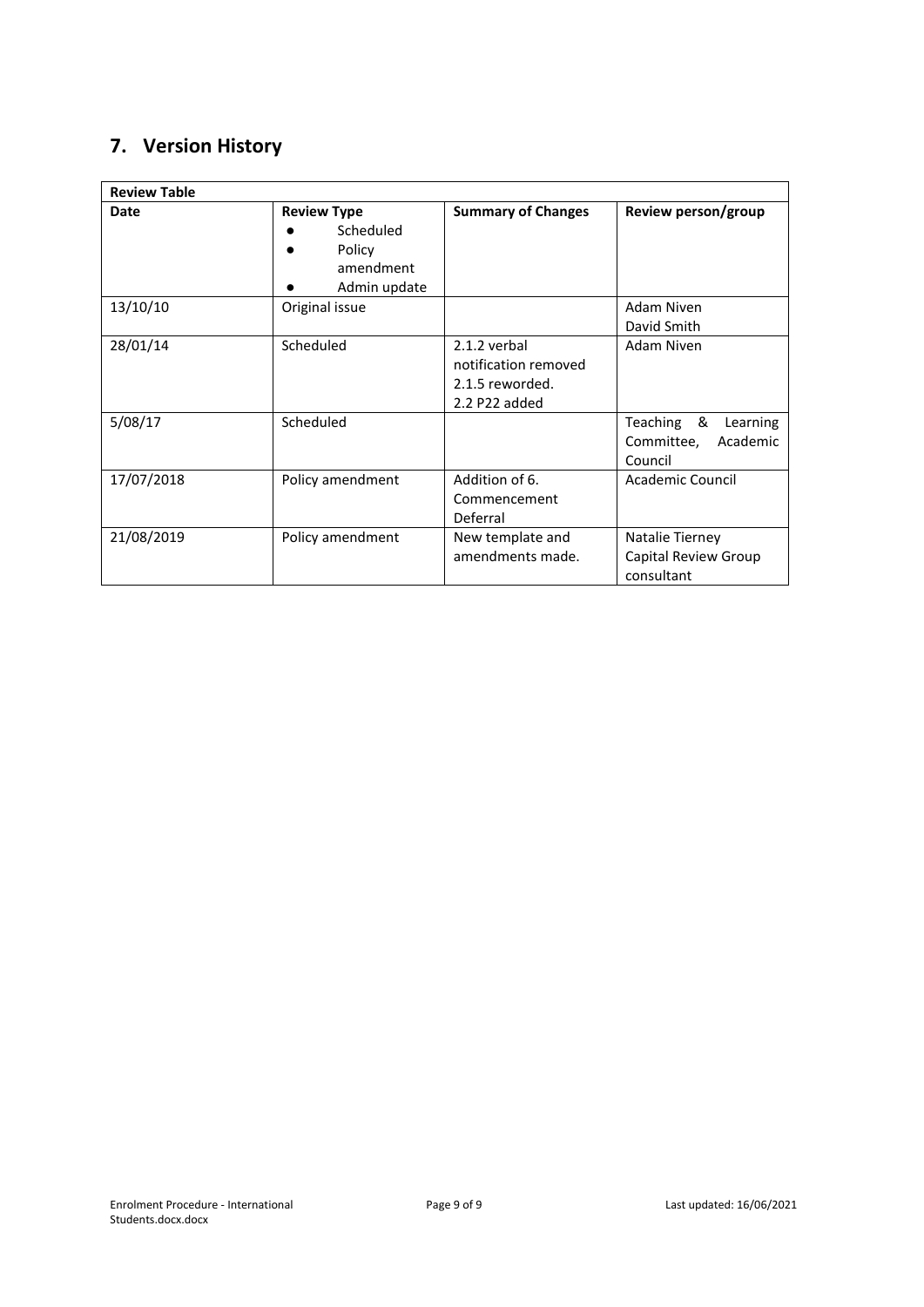## 7. Version History

| Review Table | | | |
|---|---|---|---|
| **Date** | **Review Type**<br>● Scheduled<br>● Policy amendment<br>● Admin update | **Summary of Changes** | **Review person/group** |
| 13/10/10 | Original issue | | Adam Niven<br>David Smith |
| 28/01/14 | Scheduled | 2.1.2 verbal notification removed<br>2.1.5 reworded.<br>2.2 P22 added | Adam Niven |
| 5/08/17 | Scheduled | | Teaching & Learning Committee, Academic Council |
| 17/07/2018 | Policy amendment | Addition of 6. Commencement Deferral | Academic Council |
| 21/08/2019 | Policy amendment | New template and amendments made. | Natalie Tierney<br>Capital Review Group consultant |